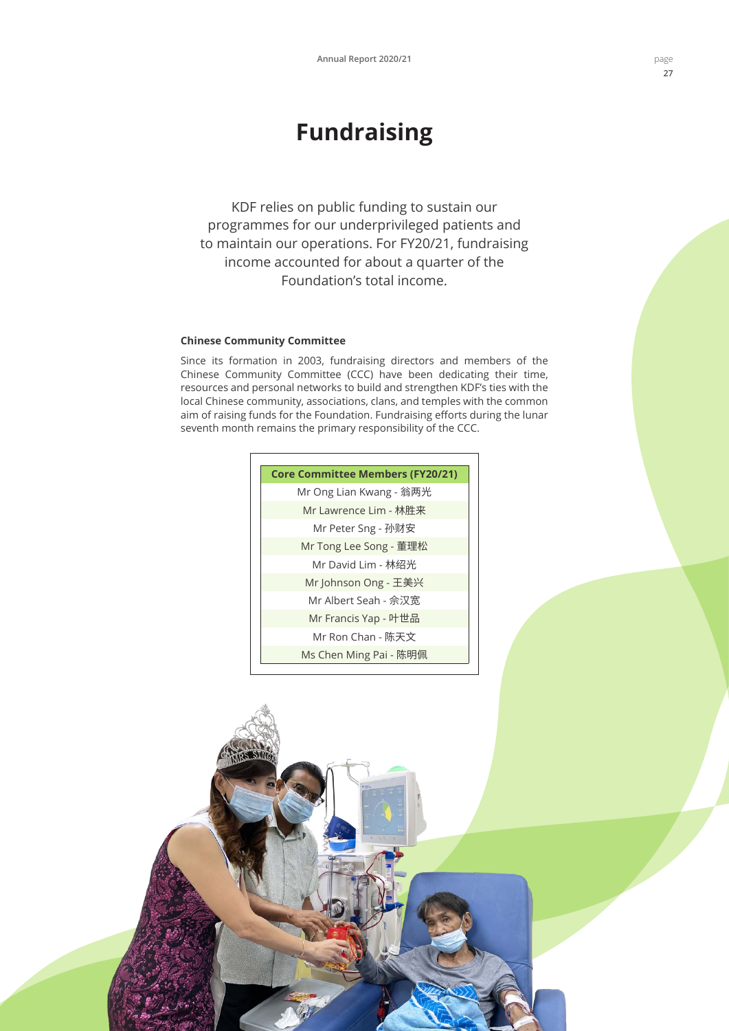# Fundraising

KDF relies on public funding to sustain our programmes for our underprivileged patients and to maintain our operations. For FY20/21, fundraising income accounted for about a quarter of the Foundation's total income.

### Chinese Community Committee

Since its formation in 2003, fundraising directors and members of the Chinese Community Committee (CCC) have been dedicating their time, resources and personal networks to build and strengthen KDF's ties with the local Chinese community, associations, clans, and temples with the common aim of raising funds for the Foundation. Fundraising efforts during the lunar seventh month remains the primary responsibility of the CCC.

| Core Committee Members (FY20/21) |
|---|
| Mr Ong Lian Kwang - 翁两光 |
| Mr Lawrence Lim - 林胜来 |
| Mr Peter Sng - 孙财安 |
| Mr Tong Lee Song - 董理松 |
| Mr David Lim - 林绍光 |
| Mr Johnson Ong - 王美兴 |
| Mr Albert Seah - 佘汉宽 |
| Mr Francis Yap - 叶世品 |
| Mr Ron Chan - 陈天文 |
| Ms Chen Ming Pai - 陈明佩 |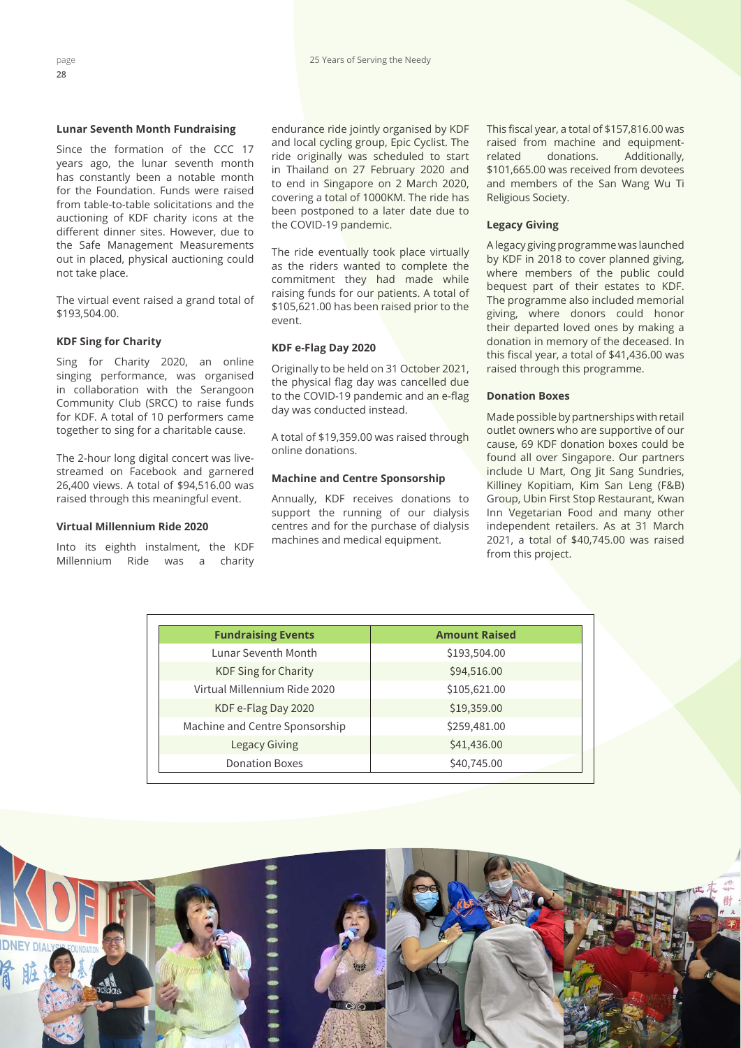### Lunar Seventh Month Fundraising

Since the formation of the CCC 17 years ago, the lunar seventh month has constantly been a notable month for the Foundation. Funds were raised from table-to-table solicitations and the auctioning of KDF charity icons at the different dinner sites. However, due to the Safe Management Measurements out in placed, physical auctioning could not take place.

The virtual event raised a grand total of $193,504.00.

### KDF Sing for Charity

Sing for Charity 2020, an online singing performance, was organised in collaboration with the Serangoon Community Club (SRCC) to raise funds for KDF. A total of 10 performers came together to sing for a charitable cause.

The 2-hour long digital concert was live-streamed on Facebook and garnered 26,400 views. A total of $94,516.00 was raised through this meaningful event.

### Virtual Millennium Ride 2020

Into its eighth instalment, the KDF Millennium Ride was a charity endurance ride jointly organised by KDF and local cycling group, Epic Cyclist. The ride originally was scheduled to start in Thailand on 27 February 2020 and to end in Singapore on 2 March 2020, covering a total of 1000KM. The ride has been postponed to a later date due to the COVID-19 pandemic.

The ride eventually took place virtually as the riders wanted to complete the commitment they had made while raising funds for our patients. A total of $105,621.00 has been raised prior to the event.

### KDF e-Flag Day 2020

Originally to be held on 31 October 2021, the physical flag day was cancelled due to the COVID-19 pandemic and an e-flag day was conducted instead.

A total of $19,359.00 was raised through online donations.

### Machine and Centre Sponsorship

Annually, KDF receives donations to support the running of our dialysis centres and for the purchase of dialysis machines and medical equipment.

This fiscal year, a total of $157,816.00 was raised from machine and equipment-related donations. Additionally, $101,665.00 was received from devotees and members of the San Wang Wu Ti Religious Society.

### Legacy Giving

A legacy giving programme was launched by KDF in 2018 to cover planned giving, where members of the public could bequest part of their estates to KDF. The programme also included memorial giving, where donors could honor their departed loved ones by making a donation in memory of the deceased. In this fiscal year, a total of $41,436.00 was raised through this programme.

### Donation Boxes

Made possible by partnerships with retail outlet owners who are supportive of our cause, 69 KDF donation boxes could be found all over Singapore. Our partners include U Mart, Ong Jit Sang Sundries, Killiney Kopitiam, Kim San Leng (F&B) Group, Ubin First Stop Restaurant, Kwan Inn Vegetarian Food and many other independent retailers. As at 31 March 2021, a total of $40,745.00 was raised from this project.

| Fundraising Events | Amount Raised |
|---|---|
| Lunar Seventh Month | $193,504.00 |
| KDF Sing for Charity | $94,516.00 |
| Virtual Millennium Ride 2020 | $105,621.00 |
| KDF e-Flag Day 2020 | $19,359.00 |
| Machine and Centre Sponsorship | $259,481.00 |
| Legacy Giving | $41,436.00 |
| Donation Boxes | $40,745.00 |